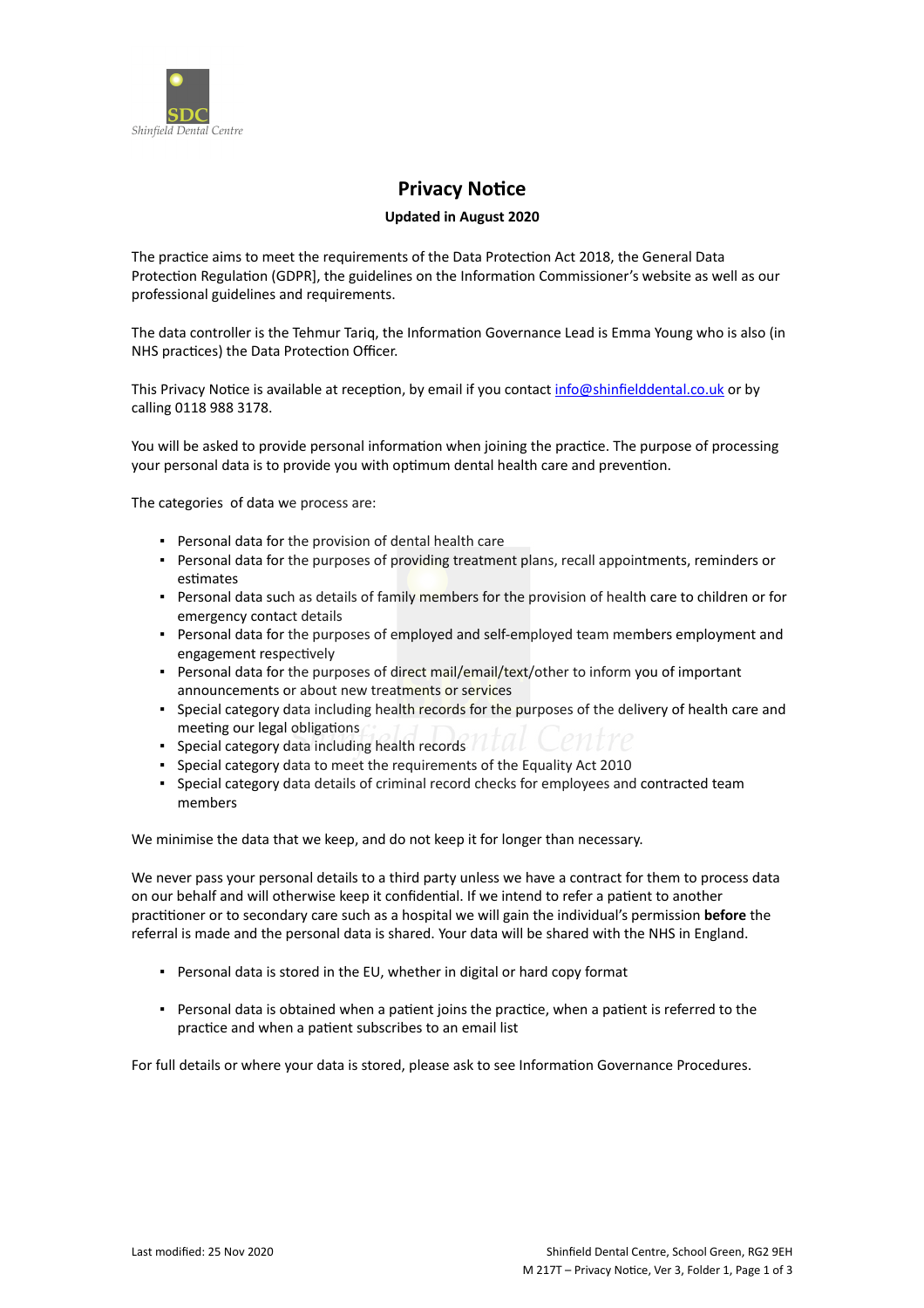SDC
*Shinfield Dental Centre*

# Privacy Notice

**Updated in August 2020**

The practice aims to meet the requirements of the Data Protection Act 2018, the General Data Protection Regulation (GDPR], the guidelines on the Information Commissioner's website as well as our professional guidelines and requirements.

The data controller is the Tehmur Tariq, the Information Governance Lead is Emma Young who is also (in NHS practices) the Data Protection Officer.

This Privacy Notice is available at reception, by email if you contact info@shinfielddental.co.uk or by calling 0118 988 3178.

You will be asked to provide personal information when joining the practice. The purpose of processing your personal data is to provide you with optimum dental health care and prevention.

The categories of data we process are:

- Personal data for the provision of dental health care
- Personal data for the purposes of providing treatment plans, recall appointments, reminders or estimates
- Personal data such as details of family members for the provision of health care to children or for emergency contact details
- Personal data for the purposes of employed and self-employed team members employment and engagement respectively
- Personal data for the purposes of direct mail/email/text/other to inform you of important announcements or about new treatments or services
- Special category data including health records for the purposes of the delivery of health care and meeting our legal obligations
- Special category data including health records
- Special category data to meet the requirements of the Equality Act 2010
- Special category data details of criminal record checks for employees and contracted team members

We minimise the data that we keep, and do not keep it for longer than necessary.

We never pass your personal details to a third party unless we have a contract for them to process data on our behalf and will otherwise keep it confidential. If we intend to refer a patient to another practitioner or to secondary care such as a hospital we will gain the individual's permission **before** the referral is made and the personal data is shared. Your data will be shared with the NHS in England.

- Personal data is stored in the EU, whether in digital or hard copy format

- Personal data is obtained when a patient joins the practice, when a patient is referred to the practice and when a patient subscribes to an email list

For full details or where your data is stored, please ask to see Information Governance Procedures.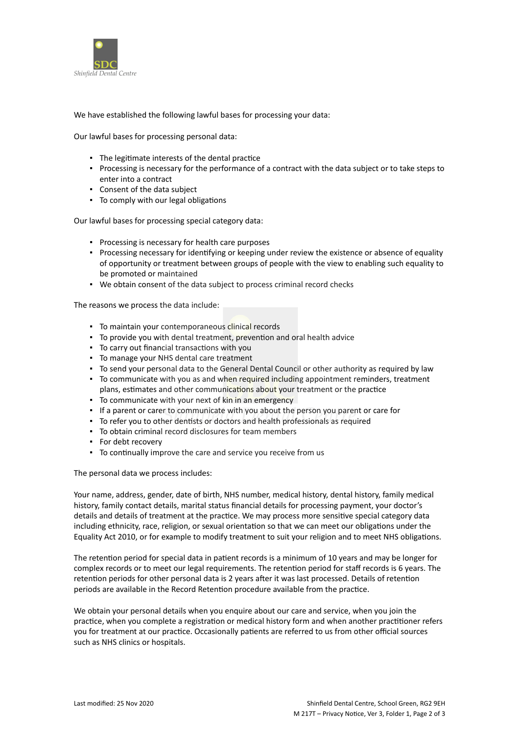We have established the following lawful bases for processing your data:

Our lawful bases for processing personal data:

- The legitimate interests of the dental practice
- Processing is necessary for the performance of a contract with the data subject or to take steps to enter into a contract
- Consent of the data subject
- To comply with our legal obligations

Our lawful bases for processing special category data:

- Processing is necessary for health care purposes
- Processing necessary for identifying or keeping under review the existence or absence of equality of opportunity or treatment between groups of people with the view to enabling such equality to be promoted or maintained
- We obtain consent of the data subject to process criminal record checks

The reasons we process the data include:

- To maintain your contemporaneous clinical records
- To provide you with dental treatment, prevention and oral health advice
- To carry out financial transactions with you
- To manage your NHS dental care treatment
- To send your personal data to the General Dental Council or other authority as required by law
- To communicate with you as and when required including appointment reminders, treatment plans, estimates and other communications about your treatment or the practice
- To communicate with your next of kin in an emergency
- If a parent or carer to communicate with you about the person you parent or care for
- To refer you to other dentists or doctors and health professionals as required
- To obtain criminal record disclosures for team members
- For debt recovery
- To continually improve the care and service you receive from us

The personal data we process includes:

Your name, address, gender, date of birth, NHS number, medical history, dental history, family medical history, family contact details, marital status financial details for processing payment, your doctor's details and details of treatment at the practice. We may process more sensitive special category data including ethnicity, race, religion, or sexual orientation so that we can meet our obligations under the Equality Act 2010, or for example to modify treatment to suit your religion and to meet NHS obligations.

The retention period for special data in patient records is a minimum of 10 years and may be longer for complex records or to meet our legal requirements. The retention period for staff records is 6 years. The retention periods for other personal data is 2 years after it was last processed. Details of retention periods are available in the Record Retention procedure available from the practice.

We obtain your personal details when you enquire about our care and service, when you join the practice, when you complete a registration or medical history form and when another practitioner refers you for treatment at our practice. Occasionally patients are referred to us from other official sources such as NHS clinics or hospitals.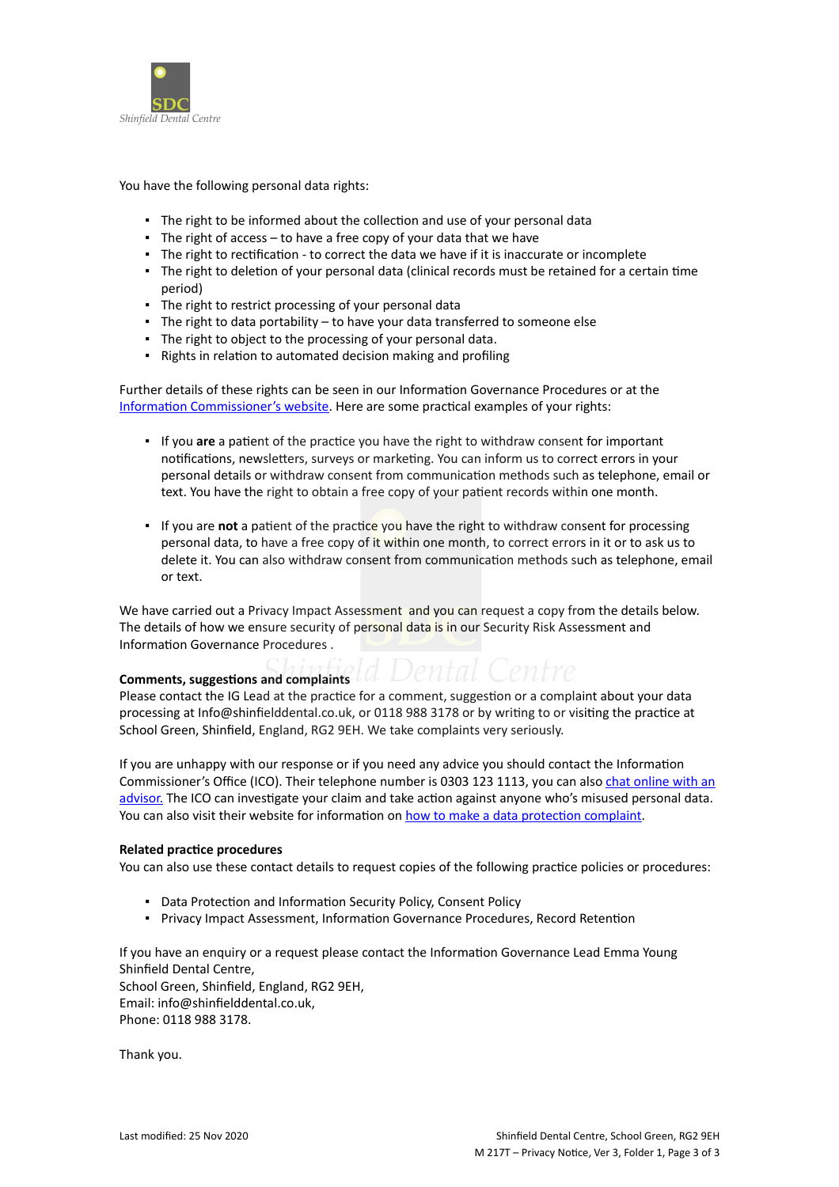You have the following personal data rights:

- The right to be informed about the collection and use of your personal data
- The right of access – to have a free copy of your data that we have
- The right to rectification - to correct the data we have if it is inaccurate or incomplete
- The right to deletion of your personal data (clinical records must be retained for a certain time period)
- The right to restrict processing of your personal data
- The right to data portability – to have your data transferred to someone else
- The right to object to the processing of your personal data.
- Rights in relation to automated decision making and profiling

Further details of these rights can be seen in our Information Governance Procedures or at the Information Commissioner's website. Here are some practical examples of your rights:

- If you **are** a patient of the practice you have the right to withdraw consent for important notifications, newsletters, surveys or marketing. You can inform us to correct errors in your personal details or withdraw consent from communication methods such as telephone, email or text. You have the right to obtain a free copy of your patient records within one month.

- If you are **not** a patient of the practice you have the right to withdraw consent for processing personal data, to have a free copy of it within one month, to correct errors in it or to ask us to delete it. You can also withdraw consent from communication methods such as telephone, email or text.

We have carried out a Privacy Impact Assessment and you can request a copy from the details below. The details of how we ensure security of personal data is in our Security Risk Assessment and Information Governance Procedures .

**Comments, suggestions and complaints**

Please contact the IG Lead at the practice for a comment, suggestion or a complaint about your data processing at Info@shinfielddental.co.uk, or 0118 988 3178 or by writing to or visiting the practice at School Green, Shinfield, England, RG2 9EH. We take complaints very seriously.

If you are unhappy with our response or if you need any advice you should contact the Information Commissioner's Office (ICO). Their telephone number is 0303 123 1113, you can also chat online with an advisor. The ICO can investigate your claim and take action against anyone who's misused personal data. You can also visit their website for information on how to make a data protection complaint.

**Related practice procedures**

You can also use these contact details to request copies of the following practice policies or procedures:

- Data Protection and Information Security Policy, Consent Policy
- Privacy Impact Assessment, Information Governance Procedures, Record Retention

If you have an enquiry or a request please contact the Information Governance Lead Emma Young
Shinfield Dental Centre,
School Green, Shinfield, England, RG2 9EH,
Email: info@shinfielddental.co.uk,
Phone: 0118 988 3178.

Thank you.